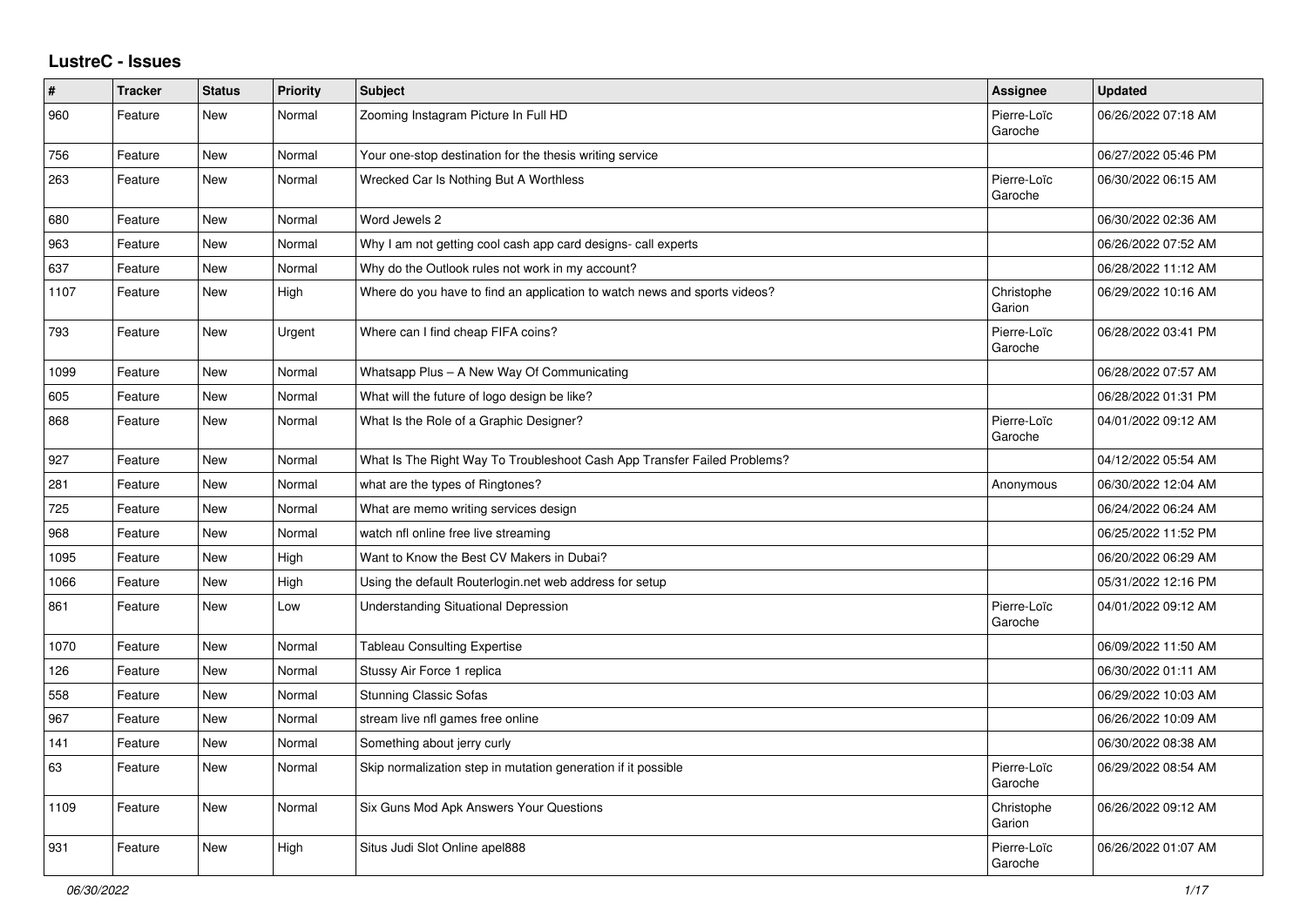# LustreC - Issues

| # | Tracker | Status | Priority | Subject | Assignee | Updated |
|---|---|---|---|---|---|---|
| 960 | Feature | New | Normal | Zooming Instagram Picture In Full HD | Pierre-Loïc Garoche | 06/26/2022 07:18 AM |
| 756 | Feature | New | Normal | Your one-stop destination for the thesis writing service | | 06/27/2022 05:46 PM |
| 263 | Feature | New | Normal | Wrecked Car Is Nothing But A Worthless | Pierre-Loïc Garoche | 06/30/2022 06:15 AM |
| 680 | Feature | New | Normal | Word Jewels 2 | | 06/30/2022 02:36 AM |
| 963 | Feature | New | Normal | Why I am not getting cool cash app card designs- call experts | | 06/26/2022 07:52 AM |
| 637 | Feature | New | Normal | Why do the Outlook rules not work in my account? | | 06/28/2022 11:12 AM |
| 1107 | Feature | New | High | Where do you have to find an application to watch news and sports videos? | Christophe Garion | 06/29/2022 10:16 AM |
| 793 | Feature | New | Urgent | Where can I find cheap FIFA coins? | Pierre-Loïc Garoche | 06/28/2022 03:41 PM |
| 1099 | Feature | New | Normal | Whatsapp Plus – A New Way Of Communicating | | 06/28/2022 07:57 AM |
| 605 | Feature | New | Normal | What will the future of logo design be like? | | 06/28/2022 01:31 PM |
| 868 | Feature | New | Normal | What Is the Role of a Graphic Designer? | Pierre-Loïc Garoche | 04/01/2022 09:12 AM |
| 927 | Feature | New | Normal | What Is The Right Way To Troubleshoot Cash App Transfer Failed Problems? | | 04/12/2022 05:54 AM |
| 281 | Feature | New | Normal | what are the types of Ringtones? | Anonymous | 06/30/2022 12:04 AM |
| 725 | Feature | New | Normal | What are memo writing services design | | 06/24/2022 06:24 AM |
| 968 | Feature | New | Normal | watch nfl online free live streaming | | 06/25/2022 11:52 PM |
| 1095 | Feature | New | High | Want to Know the Best CV Makers in Dubai? | | 06/20/2022 06:29 AM |
| 1066 | Feature | New | High | Using the default Routerlogin.net web address for setup | | 05/31/2022 12:16 PM |
| 861 | Feature | New | Low | Understanding Situational Depression | Pierre-Loïc Garoche | 04/01/2022 09:12 AM |
| 1070 | Feature | New | Normal | Tableau Consulting Expertise | | 06/09/2022 11:50 AM |
| 126 | Feature | New | Normal | Stussy Air Force 1 replica | | 06/30/2022 01:11 AM |
| 558 | Feature | New | Normal | Stunning Classic Sofas | | 06/29/2022 10:03 AM |
| 967 | Feature | New | Normal | stream live nfl games free online | | 06/26/2022 10:09 AM |
| 141 | Feature | New | Normal | Something about jerry curly | | 06/30/2022 08:38 AM |
| 63 | Feature | New | Normal | Skip normalization step in mutation generation if it possible | Pierre-Loïc Garoche | 06/29/2022 08:54 AM |
| 1109 | Feature | New | Normal | Six Guns Mod Apk Answers Your Questions | Christophe Garion | 06/26/2022 09:12 AM |
| 931 | Feature | New | High | Situs Judi Slot Online apel888 | Pierre-Loïc Garoche | 06/26/2022 01:07 AM |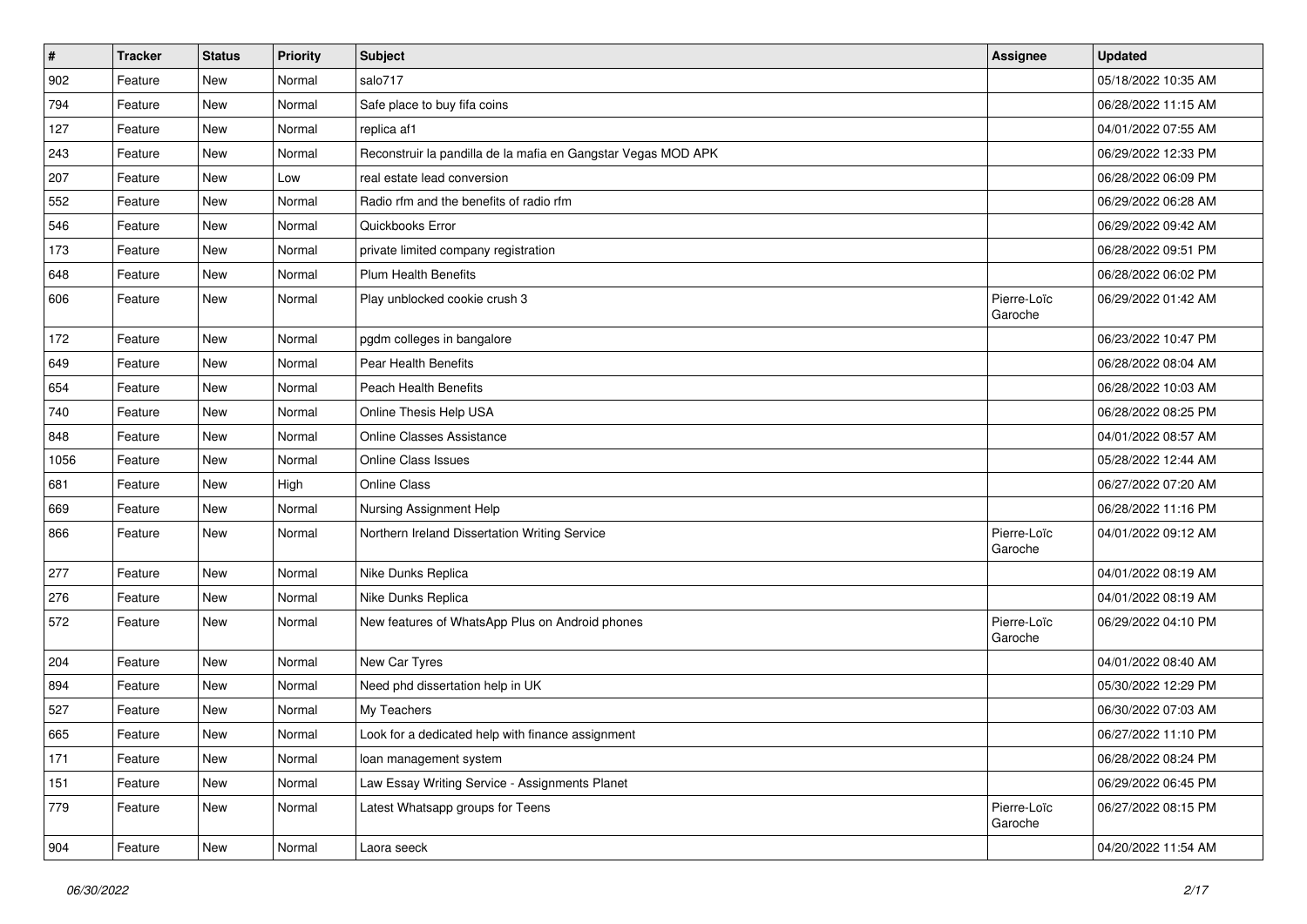| # | Tracker | Status | Priority | Subject | Assignee | Updated |
|---|---|---|---|---|---|---|
| 902 | Feature | New | Normal | salo717 | | 05/18/2022 10:35 AM |
| 794 | Feature | New | Normal | Safe place to buy fifa coins | | 06/28/2022 11:15 AM |
| 127 | Feature | New | Normal | replica af1 | | 04/01/2022 07:55 AM |
| 243 | Feature | New | Normal | Reconstruir la pandilla de la mafia en Gangstar Vegas MOD APK | | 06/29/2022 12:33 PM |
| 207 | Feature | New | Low | real estate lead conversion | | 06/28/2022 06:09 PM |
| 552 | Feature | New | Normal | Radio rfm and the benefits of radio rfm | | 06/29/2022 06:28 AM |
| 546 | Feature | New | Normal | Quickbooks Error | | 06/29/2022 09:42 AM |
| 173 | Feature | New | Normal | private limited company registration | | 06/28/2022 09:51 PM |
| 648 | Feature | New | Normal | Plum Health Benefits | | 06/28/2022 06:02 PM |
| 606 | Feature | New | Normal | Play unblocked cookie crush 3 | Pierre-Loïc Garoche | 06/29/2022 01:42 AM |
| 172 | Feature | New | Normal | pgdm colleges in bangalore | | 06/23/2022 10:47 PM |
| 649 | Feature | New | Normal | Pear Health Benefits | | 06/28/2022 08:04 AM |
| 654 | Feature | New | Normal | Peach Health Benefits | | 06/28/2022 10:03 AM |
| 740 | Feature | New | Normal | Online Thesis Help USA | | 06/28/2022 08:25 PM |
| 848 | Feature | New | Normal | Online Classes Assistance | | 04/01/2022 08:57 AM |
| 1056 | Feature | New | Normal | Online Class Issues | | 05/28/2022 12:44 AM |
| 681 | Feature | New | High | Online Class | | 06/27/2022 07:20 AM |
| 669 | Feature | New | Normal | Nursing Assignment Help | | 06/28/2022 11:16 PM |
| 866 | Feature | New | Normal | Northern Ireland Dissertation Writing Service | Pierre-Loïc Garoche | 04/01/2022 09:12 AM |
| 277 | Feature | New | Normal | Nike Dunks Replica | | 04/01/2022 08:19 AM |
| 276 | Feature | New | Normal | Nike Dunks Replica | | 04/01/2022 08:19 AM |
| 572 | Feature | New | Normal | New features of WhatsApp Plus on Android phones | Pierre-Loïc Garoche | 06/29/2022 04:10 PM |
| 204 | Feature | New | Normal | New Car Tyres | | 04/01/2022 08:40 AM |
| 894 | Feature | New | Normal | Need phd dissertation help in UK | | 05/30/2022 12:29 PM |
| 527 | Feature | New | Normal | My Teachers | | 06/30/2022 07:03 AM |
| 665 | Feature | New | Normal | Look for a dedicated help with finance assignment | | 06/27/2022 11:10 PM |
| 171 | Feature | New | Normal | loan management system | | 06/28/2022 08:24 PM |
| 151 | Feature | New | Normal | Law Essay Writing Service - Assignments Planet | | 06/29/2022 06:45 PM |
| 779 | Feature | New | Normal | Latest Whatsapp groups for Teens | Pierre-Loïc Garoche | 06/27/2022 08:15 PM |
| 904 | Feature | New | Normal | Laora seeck | | 04/20/2022 11:54 AM |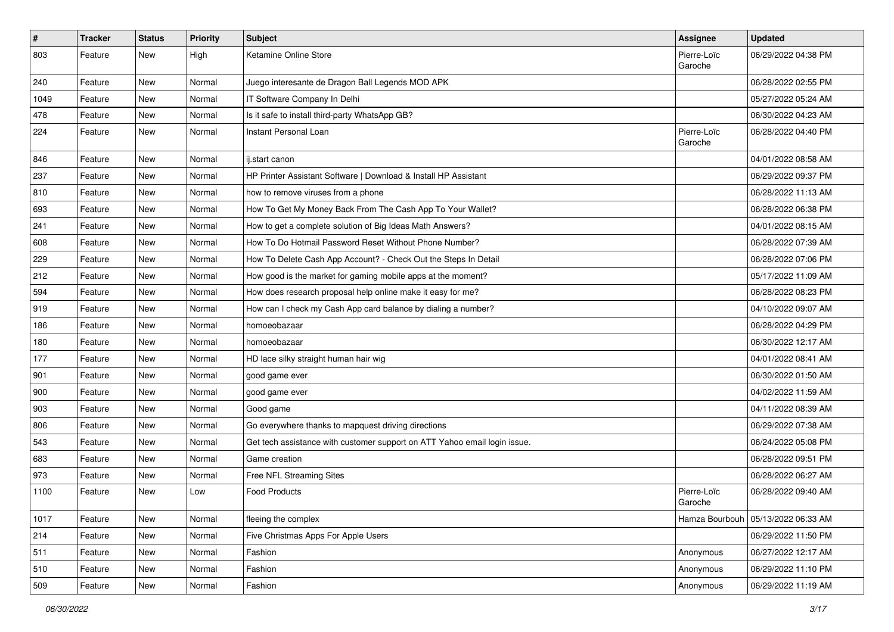| # | Tracker | Status | Priority | Subject | Assignee | Updated |
|---|---|---|---|---|---|---|
| 803 | Feature | New | High | Ketamine Online Store | Pierre-Loïc Garoche | 06/29/2022 04:38 PM |
| 240 | Feature | New | Normal | Juego interesante de Dragon Ball Legends MOD APK | | 06/28/2022 02:55 PM |
| 1049 | Feature | New | Normal | IT Software Company In Delhi | | 05/27/2022 05:24 AM |
| 478 | Feature | New | Normal | Is it safe to install third-party WhatsApp GB? | | 06/30/2022 04:23 AM |
| 224 | Feature | New | Normal | Instant Personal Loan | Pierre-Loïc Garoche | 06/28/2022 04:40 PM |
| 846 | Feature | New | Normal | ij.start canon | | 04/01/2022 08:58 AM |
| 237 | Feature | New | Normal | HP Printer Assistant Software \| Download & Install HP Assistant | | 06/29/2022 09:37 PM |
| 810 | Feature | New | Normal | how to remove viruses from a phone | | 06/28/2022 11:13 AM |
| 693 | Feature | New | Normal | How To Get My Money Back From The Cash App To Your Wallet? | | 06/28/2022 06:38 PM |
| 241 | Feature | New | Normal | How to get a complete solution of Big Ideas Math Answers? | | 04/01/2022 08:15 AM |
| 608 | Feature | New | Normal | How To Do Hotmail Password Reset Without Phone Number? | | 06/28/2022 07:39 AM |
| 229 | Feature | New | Normal | How To Delete Cash App Account? - Check Out the Steps In Detail | | 06/28/2022 07:06 PM |
| 212 | Feature | New | Normal | How good is the market for gaming mobile apps at the moment? | | 05/17/2022 11:09 AM |
| 594 | Feature | New | Normal | How does research proposal help online make it easy for me? | | 06/28/2022 08:23 PM |
| 919 | Feature | New | Normal | How can I check my Cash App card balance by dialing a number? | | 04/10/2022 09:07 AM |
| 186 | Feature | New | Normal | homoeobazaar | | 06/28/2022 04:29 PM |
| 180 | Feature | New | Normal | homoeobazaar | | 06/30/2022 12:17 AM |
| 177 | Feature | New | Normal | HD lace silky straight human hair wig | | 04/01/2022 08:41 AM |
| 901 | Feature | New | Normal | good game ever | | 06/30/2022 01:50 AM |
| 900 | Feature | New | Normal | good game ever | | 04/02/2022 11:59 AM |
| 903 | Feature | New | Normal | Good game | | 04/11/2022 08:39 AM |
| 806 | Feature | New | Normal | Go everywhere thanks to mapquest driving directions | | 06/29/2022 07:38 AM |
| 543 | Feature | New | Normal | Get tech assistance with customer support on ATT Yahoo email login issue. | | 06/24/2022 05:08 PM |
| 683 | Feature | New | Normal | Game creation | | 06/28/2022 09:51 PM |
| 973 | Feature | New | Normal | Free NFL Streaming Sites | | 06/28/2022 06:27 AM |
| 1100 | Feature | New | Low | Food Products | Pierre-Loïc Garoche | 06/28/2022 09:40 AM |
| 1017 | Feature | New | Normal | fleeing the complex | Hamza Bourbouh | 05/13/2022 06:33 AM |
| 214 | Feature | New | Normal | Five Christmas Apps For Apple Users | | 06/29/2022 11:50 PM |
| 511 | Feature | New | Normal | Fashion | Anonymous | 06/27/2022 12:17 AM |
| 510 | Feature | New | Normal | Fashion | Anonymous | 06/29/2022 11:10 PM |
| 509 | Feature | New | Normal | Fashion | Anonymous | 06/29/2022 11:19 AM |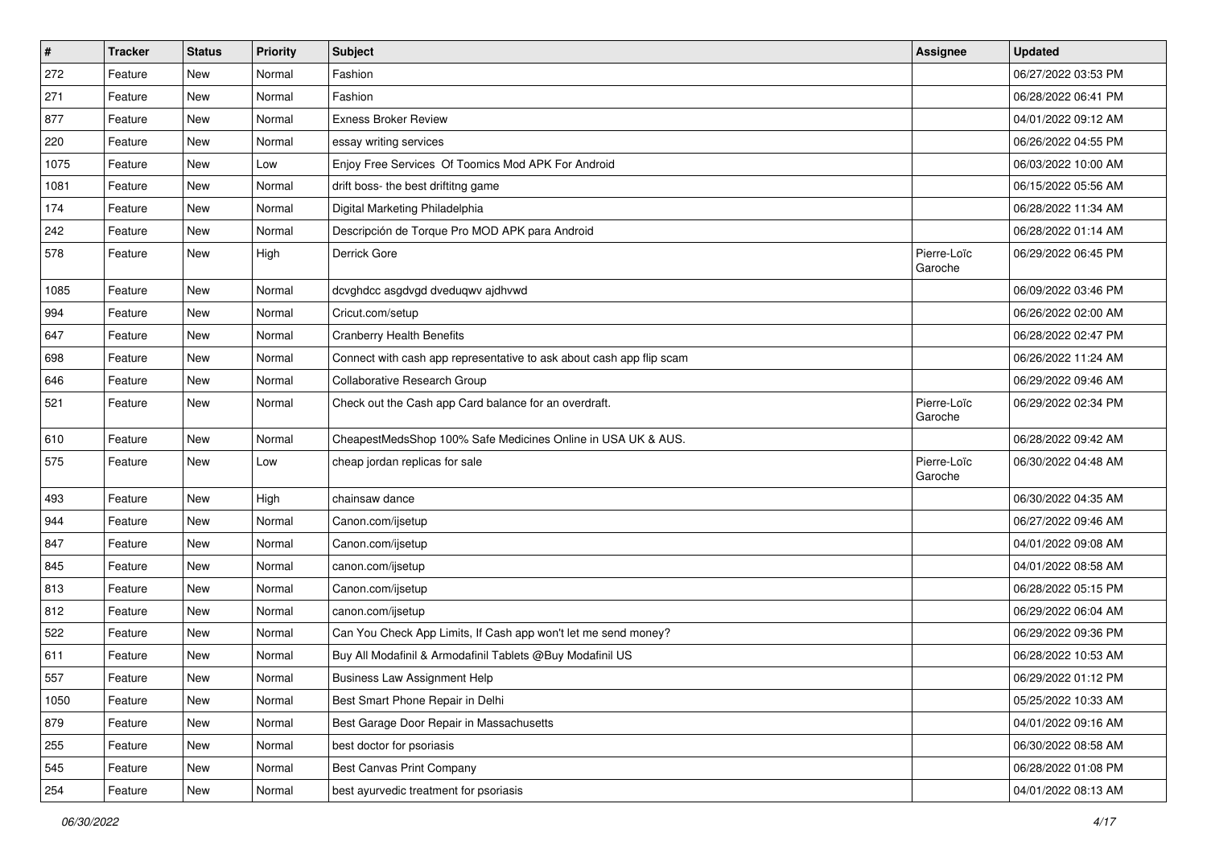| # | Tracker | Status | Priority | Subject | Assignee | Updated |
|---|---|---|---|---|---|---|
| 272 | Feature | New | Normal | Fashion | | 06/27/2022 03:53 PM |
| 271 | Feature | New | Normal | Fashion | | 06/28/2022 06:41 PM |
| 877 | Feature | New | Normal | Exness Broker Review | | 04/01/2022 09:12 AM |
| 220 | Feature | New | Normal | essay writing services | | 06/26/2022 04:55 PM |
| 1075 | Feature | New | Low | Enjoy Free Services Of Toomics Mod APK For Android | | 06/03/2022 10:00 AM |
| 1081 | Feature | New | Normal | drift boss- the best driftitng game | | 06/15/2022 05:56 AM |
| 174 | Feature | New | Normal | Digital Marketing Philadelphia | | 06/28/2022 11:34 AM |
| 242 | Feature | New | Normal | Descripción de Torque Pro MOD APK para Android | | 06/28/2022 01:14 AM |
| 578 | Feature | New | High | Derrick Gore | Pierre-Loïc Garoche | 06/29/2022 06:45 PM |
| 1085 | Feature | New | Normal | dcvghdcc asgdvgd dveduqwv ajdhvwd | | 06/09/2022 03:46 PM |
| 994 | Feature | New | Normal | Cricut.com/setup | | 06/26/2022 02:00 AM |
| 647 | Feature | New | Normal | Cranberry Health Benefits | | 06/28/2022 02:47 PM |
| 698 | Feature | New | Normal | Connect with cash app representative to ask about cash app flip scam | | 06/26/2022 11:24 AM |
| 646 | Feature | New | Normal | Collaborative Research Group | | 06/29/2022 09:46 AM |
| 521 | Feature | New | Normal | Check out the Cash app Card balance for an overdraft. | Pierre-Loïc Garoche | 06/29/2022 02:34 PM |
| 610 | Feature | New | Normal | CheapestMedsShop 100% Safe Medicines Online in USA UK & AUS. | | 06/28/2022 09:42 AM |
| 575 | Feature | New | Low | cheap jordan replicas for sale | Pierre-Loïc Garoche | 06/30/2022 04:48 AM |
| 493 | Feature | New | High | chainsaw dance | | 06/30/2022 04:35 AM |
| 944 | Feature | New | Normal | Canon.com/ijsetup | | 06/27/2022 09:46 AM |
| 847 | Feature | New | Normal | Canon.com/ijsetup | | 04/01/2022 09:08 AM |
| 845 | Feature | New | Normal | canon.com/ijsetup | | 04/01/2022 08:58 AM |
| 813 | Feature | New | Normal | Canon.com/ijsetup | | 06/28/2022 05:15 PM |
| 812 | Feature | New | Normal | canon.com/ijsetup | | 06/29/2022 06:04 AM |
| 522 | Feature | New | Normal | Can You Check App Limits, If Cash app won't let me send money? | | 06/29/2022 09:36 PM |
| 611 | Feature | New | Normal | Buy All Modafinil & Armodafinil Tablets @Buy Modafinil US | | 06/28/2022 10:53 AM |
| 557 | Feature | New | Normal | Business Law Assignment Help | | 06/29/2022 01:12 PM |
| 1050 | Feature | New | Normal | Best Smart Phone Repair in Delhi | | 05/25/2022 10:33 AM |
| 879 | Feature | New | Normal | Best Garage Door Repair in Massachusetts | | 04/01/2022 09:16 AM |
| 255 | Feature | New | Normal | best doctor for psoriasis | | 06/30/2022 08:58 AM |
| 545 | Feature | New | Normal | Best Canvas Print Company | | 06/28/2022 01:08 PM |
| 254 | Feature | New | Normal | best ayurvedic treatment for psoriasis | | 04/01/2022 08:13 AM |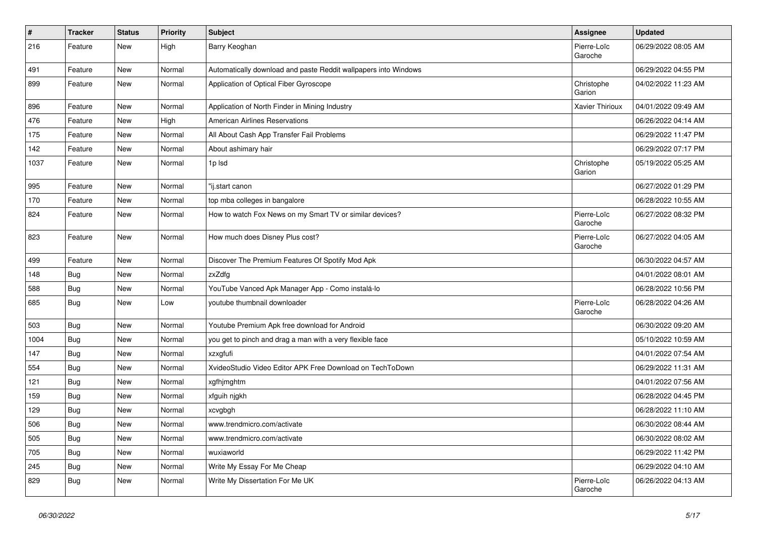| # | Tracker | Status | Priority | Subject | Assignee | Updated |
|---|---|---|---|---|---|---|
| 216 | Feature | New | High | Barry Keoghan | Pierre-Loïc Garoche | 06/29/2022 08:05 AM |
| 491 | Feature | New | Normal | Automatically download and paste Reddit wallpapers into Windows | | 06/29/2022 04:55 PM |
| 899 | Feature | New | Normal | Application of Optical Fiber Gyroscope | Christophe Garion | 04/02/2022 11:23 AM |
| 896 | Feature | New | Normal | Application of North Finder in Mining Industry | Xavier Thirioux | 04/01/2022 09:49 AM |
| 476 | Feature | New | High | American Airlines Reservations | | 06/26/2022 04:14 AM |
| 175 | Feature | New | Normal | All About Cash App Transfer Fail Problems | | 06/29/2022 11:47 PM |
| 142 | Feature | New | Normal | About ashimary hair | | 06/29/2022 07:17 PM |
| 1037 | Feature | New | Normal | 1p lsd | Christophe Garion | 05/19/2022 05:25 AM |
| 995 | Feature | New | Normal | "ij.start canon | | 06/27/2022 01:29 PM |
| 170 | Feature | New | Normal | top mba colleges in bangalore | | 06/28/2022 10:55 AM |
| 824 | Feature | New | Normal | How to watch Fox News on my Smart TV or similar devices? | Pierre-Loïc Garoche | 06/27/2022 08:32 PM |
| 823 | Feature | New | Normal | How much does Disney Plus cost? | Pierre-Loïc Garoche | 06/27/2022 04:05 AM |
| 499 | Feature | New | Normal | Discover The Premium Features Of Spotify Mod Apk | | 06/30/2022 04:57 AM |
| 148 | Bug | New | Normal | zxZdfg | | 04/01/2022 08:01 AM |
| 588 | Bug | New | Normal | YouTube Vanced Apk Manager App - Como instalá-lo | | 06/28/2022 10:56 PM |
| 685 | Bug | New | Low | youtube thumbnail downloader | Pierre-Loïc Garoche | 06/28/2022 04:26 AM |
| 503 | Bug | New | Normal | Youtube Premium Apk free download for Android | | 06/30/2022 09:20 AM |
| 1004 | Bug | New | Normal | you get to pinch and drag a man with a very flexible face | | 05/10/2022 10:59 AM |
| 147 | Bug | New | Normal | xzxgfufi | | 04/01/2022 07:54 AM |
| 554 | Bug | New | Normal | XvideoStudio Video Editor APK Free Download on TechToDown | | 06/29/2022 11:31 AM |
| 121 | Bug | New | Normal | xgfhjmghtm | | 04/01/2022 07:56 AM |
| 159 | Bug | New | Normal | xfguih njgkh | | 06/28/2022 04:45 PM |
| 129 | Bug | New | Normal | xcvgbgh | | 06/28/2022 11:10 AM |
| 506 | Bug | New | Normal | www.trendmicro.com/activate | | 06/30/2022 08:44 AM |
| 505 | Bug | New | Normal | www.trendmicro.com/activate | | 06/30/2022 08:02 AM |
| 705 | Bug | New | Normal | wuxiaworld | | 06/29/2022 11:42 PM |
| 245 | Bug | New | Normal | Write My Essay For Me Cheap | | 06/29/2022 04:10 AM |
| 829 | Bug | New | Normal | Write My Dissertation For Me UK | Pierre-Loïc Garoche | 06/26/2022 04:13 AM |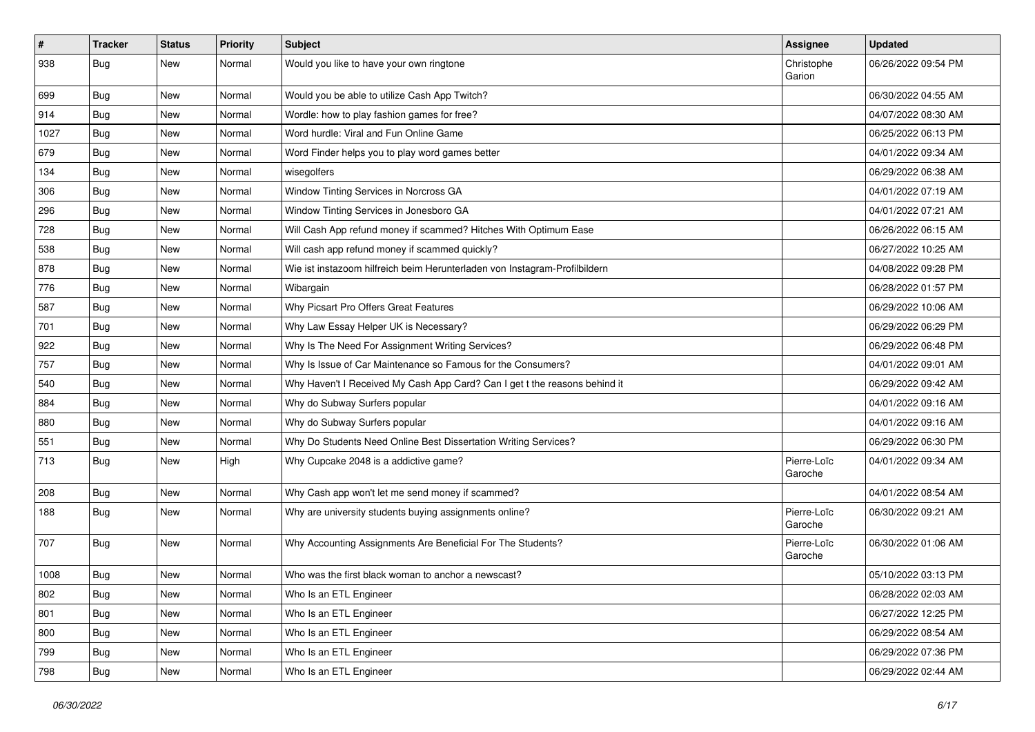| # | Tracker | Status | Priority | Subject | Assignee | Updated |
|---|---|---|---|---|---|---|
| 938 | Bug | New | Normal | Would you like to have your own ringtone | Christophe Garion | 06/26/2022 09:54 PM |
| 699 | Bug | New | Normal | Would you be able to utilize Cash App Twitch? | | 06/30/2022 04:55 AM |
| 914 | Bug | New | Normal | Wordle: how to play fashion games for free? | | 04/07/2022 08:30 AM |
| 1027 | Bug | New | Normal | Word hurdle: Viral and Fun Online Game | | 06/25/2022 06:13 PM |
| 679 | Bug | New | Normal | Word Finder helps you to play word games better | | 04/01/2022 09:34 AM |
| 134 | Bug | New | Normal | wisegolfers | | 06/29/2022 06:38 AM |
| 306 | Bug | New | Normal | Window Tinting Services in Norcross GA | | 04/01/2022 07:19 AM |
| 296 | Bug | New | Normal | Window Tinting Services in Jonesboro GA | | 04/01/2022 07:21 AM |
| 728 | Bug | New | Normal | Will Cash App refund money if scammed? Hitches With Optimum Ease | | 06/26/2022 06:15 AM |
| 538 | Bug | New | Normal | Will cash app refund money if scammed quickly? | | 06/27/2022 10:25 AM |
| 878 | Bug | New | Normal | Wie ist instazoom hilfreich beim Herunterladen von Instagram-Profilbildern | | 04/08/2022 09:28 PM |
| 776 | Bug | New | Normal | Wibargain | | 06/28/2022 01:57 PM |
| 587 | Bug | New | Normal | Why Picsart Pro Offers Great Features | | 06/29/2022 10:06 AM |
| 701 | Bug | New | Normal | Why Law Essay Helper UK is Necessary? | | 06/29/2022 06:29 PM |
| 922 | Bug | New | Normal | Why Is The Need For Assignment Writing Services? | | 06/29/2022 06:48 PM |
| 757 | Bug | New | Normal | Why Is Issue of Car Maintenance so Famous for the Consumers? | | 04/01/2022 09:01 AM |
| 540 | Bug | New | Normal | Why Haven't I Received My Cash App Card? Can I get t the reasons behind it | | 06/29/2022 09:42 AM |
| 884 | Bug | New | Normal | Why do Subway Surfers popular | | 04/01/2022 09:16 AM |
| 880 | Bug | New | Normal | Why do Subway Surfers popular | | 04/01/2022 09:16 AM |
| 551 | Bug | New | Normal | Why Do Students Need Online Best Dissertation Writing Services? | | 06/29/2022 06:30 PM |
| 713 | Bug | New | High | Why Cupcake 2048 is a addictive game? | Pierre-Loïc Garoche | 04/01/2022 09:34 AM |
| 208 | Bug | New | Normal | Why Cash app won't let me send money if scammed? | | 04/01/2022 08:54 AM |
| 188 | Bug | New | Normal | Why are university students buying assignments online? | Pierre-Loïc Garoche | 06/30/2022 09:21 AM |
| 707 | Bug | New | Normal | Why Accounting Assignments Are Beneficial For The Students? | Pierre-Loïc Garoche | 06/30/2022 01:06 AM |
| 1008 | Bug | New | Normal | Who was the first black woman to anchor a newscast? | | 05/10/2022 03:13 PM |
| 802 | Bug | New | Normal | Who Is an ETL Engineer | | 06/28/2022 02:03 AM |
| 801 | Bug | New | Normal | Who Is an ETL Engineer | | 06/27/2022 12:25 PM |
| 800 | Bug | New | Normal | Who Is an ETL Engineer | | 06/29/2022 08:54 AM |
| 799 | Bug | New | Normal | Who Is an ETL Engineer | | 06/29/2022 07:36 PM |
| 798 | Bug | New | Normal | Who Is an ETL Engineer | | 06/29/2022 02:44 AM |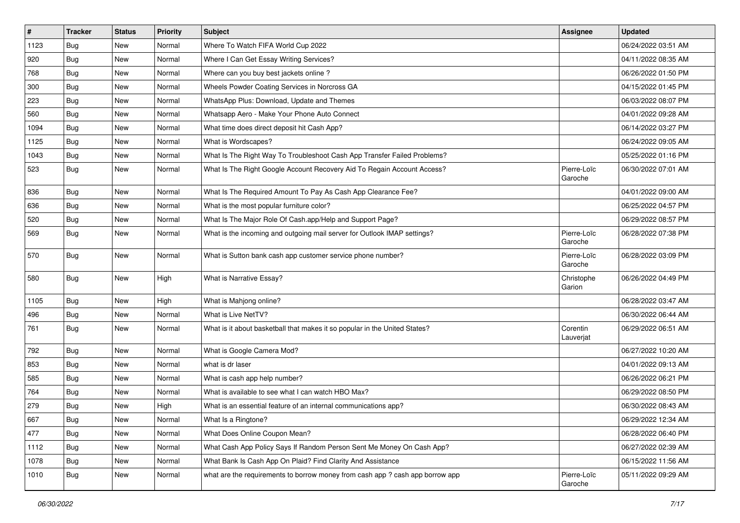| # | Tracker | Status | Priority | Subject | Assignee | Updated |
|---|---|---|---|---|---|---|
| 1123 | Bug | New | Normal | Where To Watch FIFA World Cup 2022 | | 06/24/2022 03:51 AM |
| 920 | Bug | New | Normal | Where I Can Get Essay Writing Services? | | 04/11/2022 08:35 AM |
| 768 | Bug | New | Normal | Where can you buy best jackets online ? | | 06/26/2022 01:50 PM |
| 300 | Bug | New | Normal | Wheels Powder Coating Services in Norcross GA | | 04/15/2022 01:45 PM |
| 223 | Bug | New | Normal | WhatsApp Plus: Download, Update and Themes | | 06/03/2022 08:07 PM |
| 560 | Bug | New | Normal | Whatsapp Aero - Make Your Phone Auto Connect | | 04/01/2022 09:28 AM |
| 1094 | Bug | New | Normal | What time does direct deposit hit Cash App? | | 06/14/2022 03:27 PM |
| 1125 | Bug | New | Normal | What is Wordscapes? | | 06/24/2022 09:05 AM |
| 1043 | Bug | New | Normal | What Is The Right Way To Troubleshoot Cash App Transfer Failed Problems? | | 05/25/2022 01:16 PM |
| 523 | Bug | New | Normal | What Is The Right Google Account Recovery Aid To Regain Account Access? | Pierre-Loïc Garoche | 06/30/2022 07:01 AM |
| 836 | Bug | New | Normal | What Is The Required Amount To Pay As Cash App Clearance Fee? | | 04/01/2022 09:00 AM |
| 636 | Bug | New | Normal | What is the most popular furniture color? | | 06/25/2022 04:57 PM |
| 520 | Bug | New | Normal | What Is The Major Role Of Cash.app/Help and Support Page? | | 06/29/2022 08:57 PM |
| 569 | Bug | New | Normal | What is the incoming and outgoing mail server for Outlook IMAP settings? | Pierre-Loïc Garoche | 06/28/2022 07:38 PM |
| 570 | Bug | New | Normal | What is Sutton bank cash app customer service phone number? | Pierre-Loïc Garoche | 06/28/2022 03:09 PM |
| 580 | Bug | New | High | What is Narrative Essay? | Christophe Garion | 06/26/2022 04:49 PM |
| 1105 | Bug | New | High | What is Mahjong online? | | 06/28/2022 03:47 AM |
| 496 | Bug | New | Normal | What is Live NetTV? | | 06/30/2022 06:44 AM |
| 761 | Bug | New | Normal | What is it about basketball that makes it so popular in the United States? | Corentin Lauverjat | 06/29/2022 06:51 AM |
| 792 | Bug | New | Normal | What is Google Camera Mod? | | 06/27/2022 10:20 AM |
| 853 | Bug | New | Normal | what is dr laser | | 04/01/2022 09:13 AM |
| 585 | Bug | New | Normal | What is cash app help number? | | 06/26/2022 06:21 PM |
| 764 | Bug | New | Normal | What is available to see what I can watch HBO Max? | | 06/29/2022 08:50 PM |
| 279 | Bug | New | High | What is an essential feature of an internal communications app? | | 06/30/2022 08:43 AM |
| 667 | Bug | New | Normal | What Is a Ringtone? | | 06/29/2022 12:34 AM |
| 477 | Bug | New | Normal | What Does Online Coupon Mean? | | 06/28/2022 06:40 PM |
| 1112 | Bug | New | Normal | What Cash App Policy Says If Random Person Sent Me Money On Cash App? | | 06/27/2022 02:39 AM |
| 1078 | Bug | New | Normal | What Bank Is Cash App On Plaid? Find Clarity And Assistance | | 06/15/2022 11:56 AM |
| 1010 | Bug | New | Normal | what are the requirements to borrow money from cash app ? cash app borrow app | Pierre-Loïc Garoche | 05/11/2022 09:29 AM |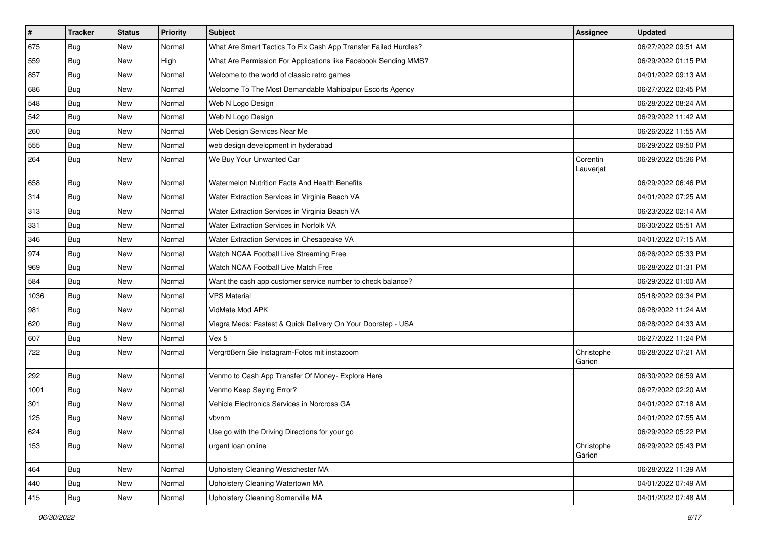| # | Tracker | Status | Priority | Subject | Assignee | Updated |
|---|---|---|---|---|---|---|
| 675 | Bug | New | Normal | What Are Smart Tactics To Fix Cash App Transfer Failed Hurdles? | | 06/27/2022 09:51 AM |
| 559 | Bug | New | High | What Are Permission For Applications like Facebook Sending MMS? | | 06/29/2022 01:15 PM |
| 857 | Bug | New | Normal | Welcome to the world of classic retro games | | 04/01/2022 09:13 AM |
| 686 | Bug | New | Normal | Welcome To The Most Demandable Mahipalpur Escorts Agency | | 06/27/2022 03:45 PM |
| 548 | Bug | New | Normal | Web N Logo Design | | 06/28/2022 08:24 AM |
| 542 | Bug | New | Normal | Web N Logo Design | | 06/29/2022 11:42 AM |
| 260 | Bug | New | Normal | Web Design Services Near Me | | 06/26/2022 11:55 AM |
| 555 | Bug | New | Normal | web design development in hyderabad | | 06/29/2022 09:50 PM |
| 264 | Bug | New | Normal | We Buy Your Unwanted Car | Corentin Lauverjat | 06/29/2022 05:36 PM |
| 658 | Bug | New | Normal | Watermelon Nutrition Facts And Health Benefits | | 06/29/2022 06:46 PM |
| 314 | Bug | New | Normal | Water Extraction Services in Virginia Beach VA | | 04/01/2022 07:25 AM |
| 313 | Bug | New | Normal | Water Extraction Services in Virginia Beach VA | | 06/23/2022 02:14 AM |
| 331 | Bug | New | Normal | Water Extraction Services in Norfolk VA | | 06/30/2022 05:51 AM |
| 346 | Bug | New | Normal | Water Extraction Services in Chesapeake VA | | 04/01/2022 07:15 AM |
| 974 | Bug | New | Normal | Watch NCAA Football Live Streaming Free | | 06/26/2022 05:33 PM |
| 969 | Bug | New | Normal | Watch NCAA Football Live Match Free | | 06/28/2022 01:31 PM |
| 584 | Bug | New | Normal | Want the cash app customer service number to check balance? | | 06/29/2022 01:00 AM |
| 1036 | Bug | New | Normal | VPS Material | | 05/18/2022 09:34 PM |
| 981 | Bug | New | Normal | VidMate Mod APK | | 06/28/2022 11:24 AM |
| 620 | Bug | New | Normal | Viagra Meds: Fastest & Quick Delivery On Your Doorstep - USA | | 06/28/2022 04:33 AM |
| 607 | Bug | New | Normal | Vex 5 | | 06/27/2022 11:24 PM |
| 722 | Bug | New | Normal | Vergrößern Sie Instagram-Fotos mit instazoom | Christophe Garion | 06/28/2022 07:21 AM |
| 292 | Bug | New | Normal | Venmo to Cash App Transfer Of Money- Explore Here | | 06/30/2022 06:59 AM |
| 1001 | Bug | New | Normal | Venmo Keep Saying Error? | | 06/27/2022 02:20 AM |
| 301 | Bug | New | Normal | Vehicle Electronics Services in Norcross GA | | 04/01/2022 07:18 AM |
| 125 | Bug | New | Normal | vbvnm | | 04/01/2022 07:55 AM |
| 624 | Bug | New | Normal | Use go with the Driving Directions for your go | | 06/29/2022 05:22 PM |
| 153 | Bug | New | Normal | urgent loan online | Christophe Garion | 06/29/2022 05:43 PM |
| 464 | Bug | New | Normal | Upholstery Cleaning Westchester MA | | 06/28/2022 11:39 AM |
| 440 | Bug | New | Normal | Upholstery Cleaning Watertown MA | | 04/01/2022 07:49 AM |
| 415 | Bug | New | Normal | Upholstery Cleaning Somerville MA | | 04/01/2022 07:48 AM |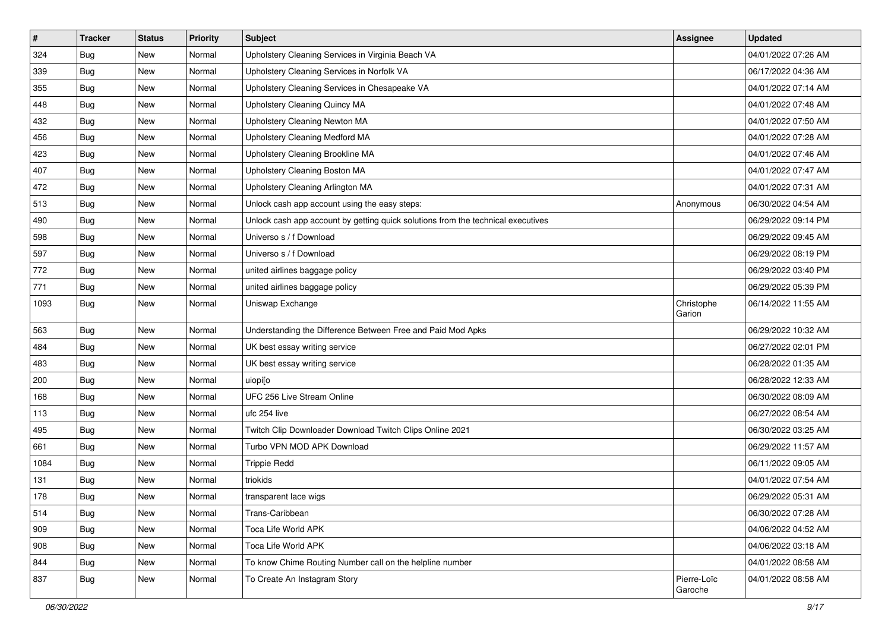| # | Tracker | Status | Priority | Subject | Assignee | Updated |
|---|---|---|---|---|---|---|
| 324 | Bug | New | Normal | Upholstery Cleaning Services in Virginia Beach VA | | 04/01/2022 07:26 AM |
| 339 | Bug | New | Normal | Upholstery Cleaning Services in Norfolk VA | | 06/17/2022 04:36 AM |
| 355 | Bug | New | Normal | Upholstery Cleaning Services in Chesapeake VA | | 04/01/2022 07:14 AM |
| 448 | Bug | New | Normal | Upholstery Cleaning Quincy MA | | 04/01/2022 07:48 AM |
| 432 | Bug | New | Normal | Upholstery Cleaning Newton MA | | 04/01/2022 07:50 AM |
| 456 | Bug | New | Normal | Upholstery Cleaning Medford MA | | 04/01/2022 07:28 AM |
| 423 | Bug | New | Normal | Upholstery Cleaning Brookline MA | | 04/01/2022 07:46 AM |
| 407 | Bug | New | Normal | Upholstery Cleaning Boston MA | | 04/01/2022 07:47 AM |
| 472 | Bug | New | Normal | Upholstery Cleaning Arlington MA | | 04/01/2022 07:31 AM |
| 513 | Bug | New | Normal | Unlock cash app account using the easy steps: | Anonymous | 06/30/2022 04:54 AM |
| 490 | Bug | New | Normal | Unlock cash app account by getting quick solutions from the technical executives | | 06/29/2022 09:14 PM |
| 598 | Bug | New | Normal | Universo s / f Download | | 06/29/2022 09:45 AM |
| 597 | Bug | New | Normal | Universo s / f Download | | 06/29/2022 08:19 PM |
| 772 | Bug | New | Normal | united airlines baggage policy | | 06/29/2022 03:40 PM |
| 771 | Bug | New | Normal | united airlines baggage policy | | 06/29/2022 05:39 PM |
| 1093 | Bug | New | Normal | Uniswap Exchange | Christophe Garion | 06/14/2022 11:55 AM |
| 563 | Bug | New | Normal | Understanding the Difference Between Free and Paid Mod Apks | | 06/29/2022 10:32 AM |
| 484 | Bug | New | Normal | UK best essay writing service | | 06/27/2022 02:01 PM |
| 483 | Bug | New | Normal | UK best essay writing service | | 06/28/2022 01:35 AM |
| 200 | Bug | New | Normal | uiopi[o | | 06/28/2022 12:33 AM |
| 168 | Bug | New | Normal | UFC 256 Live Stream Online | | 06/30/2022 08:09 AM |
| 113 | Bug | New | Normal | ufc 254 live | | 06/27/2022 08:54 AM |
| 495 | Bug | New | Normal | Twitch Clip Downloader Download Twitch Clips Online 2021 | | 06/30/2022 03:25 AM |
| 661 | Bug | New | Normal | Turbo VPN MOD APK Download | | 06/29/2022 11:57 AM |
| 1084 | Bug | New | Normal | Trippie Redd | | 06/11/2022 09:05 AM |
| 131 | Bug | New | Normal | triokids | | 04/01/2022 07:54 AM |
| 178 | Bug | New | Normal | transparent lace wigs | | 06/29/2022 05:31 AM |
| 514 | Bug | New | Normal | Trans-Caribbean | | 06/30/2022 07:28 AM |
| 909 | Bug | New | Normal | Toca Life World APK | | 04/06/2022 04:52 AM |
| 908 | Bug | New | Normal | Toca Life World APK | | 04/06/2022 03:18 AM |
| 844 | Bug | New | Normal | To know Chime Routing Number call on the helpline number | | 04/01/2022 08:58 AM |
| 837 | Bug | New | Normal | To Create An Instagram Story | Pierre-Loïc Garoche | 04/01/2022 08:58 AM |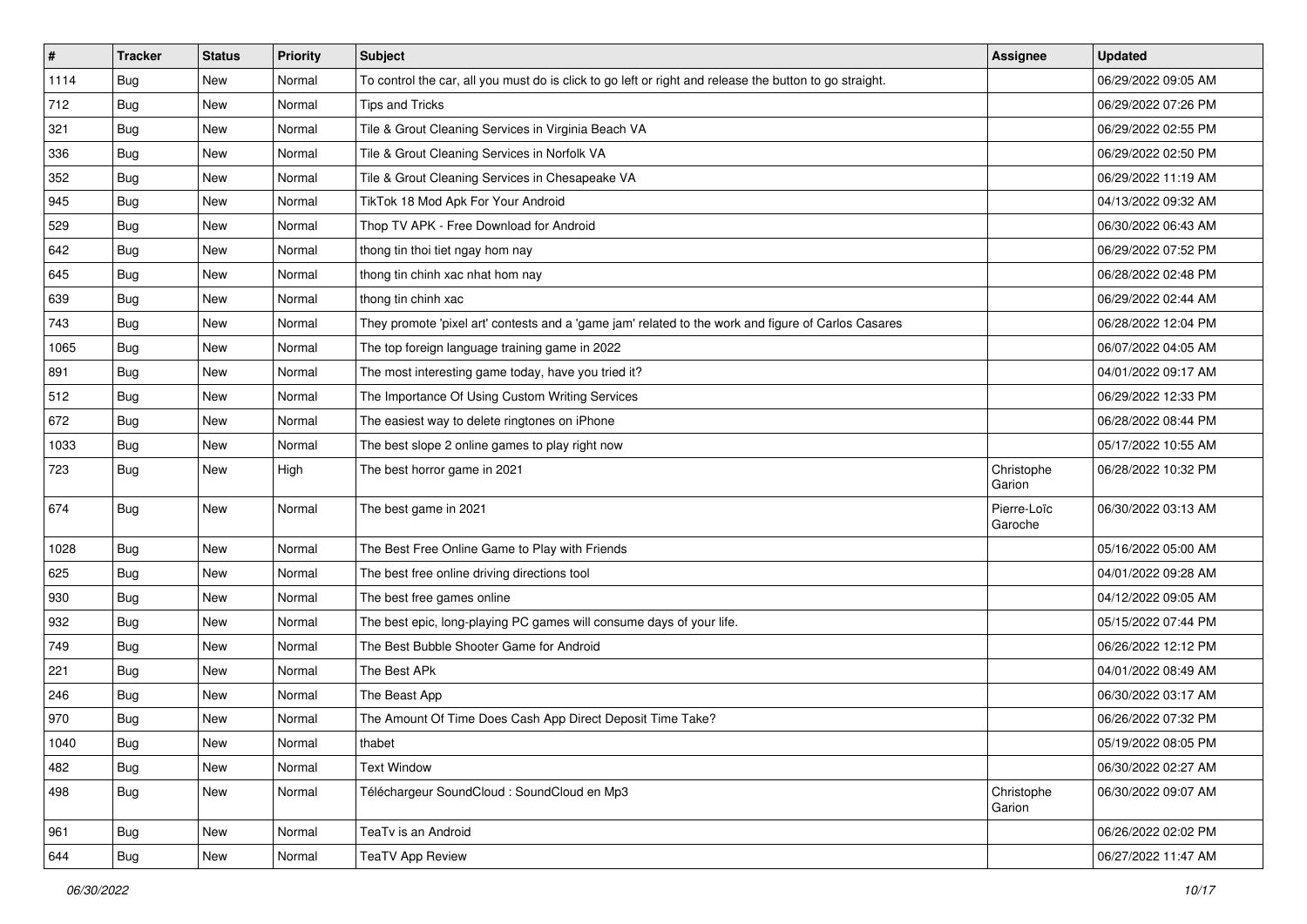| # | Tracker | Status | Priority | Subject | Assignee | Updated |
| --- | --- | --- | --- | --- | --- | --- |
| 1114 | Bug | New | Normal | To control the car, all you must do is click to go left or right and release the button to go straight. | | 06/29/2022 09:05 AM |
| 712 | Bug | New | Normal | Tips and Tricks | | 06/29/2022 07:26 PM |
| 321 | Bug | New | Normal | Tile & Grout Cleaning Services in Virginia Beach VA | | 06/29/2022 02:55 PM |
| 336 | Bug | New | Normal | Tile & Grout Cleaning Services in Norfolk VA | | 06/29/2022 02:50 PM |
| 352 | Bug | New | Normal | Tile & Grout Cleaning Services in Chesapeake VA | | 06/29/2022 11:19 AM |
| 945 | Bug | New | Normal | TikTok 18 Mod Apk For Your Android | | 04/13/2022 09:32 AM |
| 529 | Bug | New | Normal | Thop TV APK - Free Download for Android | | 06/30/2022 06:43 AM |
| 642 | Bug | New | Normal | thong tin thoi tiet ngay hom nay | | 06/29/2022 07:52 PM |
| 645 | Bug | New | Normal | thong tin chinh xac nhat hom nay | | 06/28/2022 02:48 PM |
| 639 | Bug | New | Normal | thong tin chinh xac | | 06/29/2022 02:44 AM |
| 743 | Bug | New | Normal | They promote 'pixel art' contests and a 'game jam' related to the work and figure of Carlos Casares | | 06/28/2022 12:04 PM |
| 1065 | Bug | New | Normal | The top foreign language training game in 2022 | | 06/07/2022 04:05 AM |
| 891 | Bug | New | Normal | The most interesting game today, have you tried it? | | 04/01/2022 09:17 AM |
| 512 | Bug | New | Normal | The Importance Of Using Custom Writing Services | | 06/29/2022 12:33 PM |
| 672 | Bug | New | Normal | The easiest way to delete ringtones on iPhone | | 06/28/2022 08:44 PM |
| 1033 | Bug | New | Normal | The best slope 2 online games to play right now | | 05/17/2022 10:55 AM |
| 723 | Bug | New | High | The best horror game in 2021 | Christophe Garion | 06/28/2022 10:32 PM |
| 674 | Bug | New | Normal | The best game in 2021 | Pierre-Loïc Garoche | 06/30/2022 03:13 AM |
| 1028 | Bug | New | Normal | The Best Free Online Game to Play with Friends | | 05/16/2022 05:00 AM |
| 625 | Bug | New | Normal | The best free online driving directions tool | | 04/01/2022 09:28 AM |
| 930 | Bug | New | Normal | The best free games online | | 04/12/2022 09:05 AM |
| 932 | Bug | New | Normal | The best epic, long-playing PC games will consume days of your life. | | 05/15/2022 07:44 PM |
| 749 | Bug | New | Normal | The Best Bubble Shooter Game for Android | | 06/26/2022 12:12 PM |
| 221 | Bug | New | Normal | The Best APk | | 04/01/2022 08:49 AM |
| 246 | Bug | New | Normal | The Beast App | | 06/30/2022 03:17 AM |
| 970 | Bug | New | Normal | The Amount Of Time Does Cash App Direct Deposit Time Take? | | 06/26/2022 07:32 PM |
| 1040 | Bug | New | Normal | thabet | | 05/19/2022 08:05 PM |
| 482 | Bug | New | Normal | Text Window | | 06/30/2022 02:27 AM |
| 498 | Bug | New | Normal | Téléchargeur SoundCloud : SoundCloud en Mp3 | Christophe Garion | 06/30/2022 09:07 AM |
| 961 | Bug | New | Normal | TeaTv is an Android | | 06/26/2022 02:02 PM |
| 644 | Bug | New | Normal | TeaTV App Review | | 06/27/2022 11:47 AM |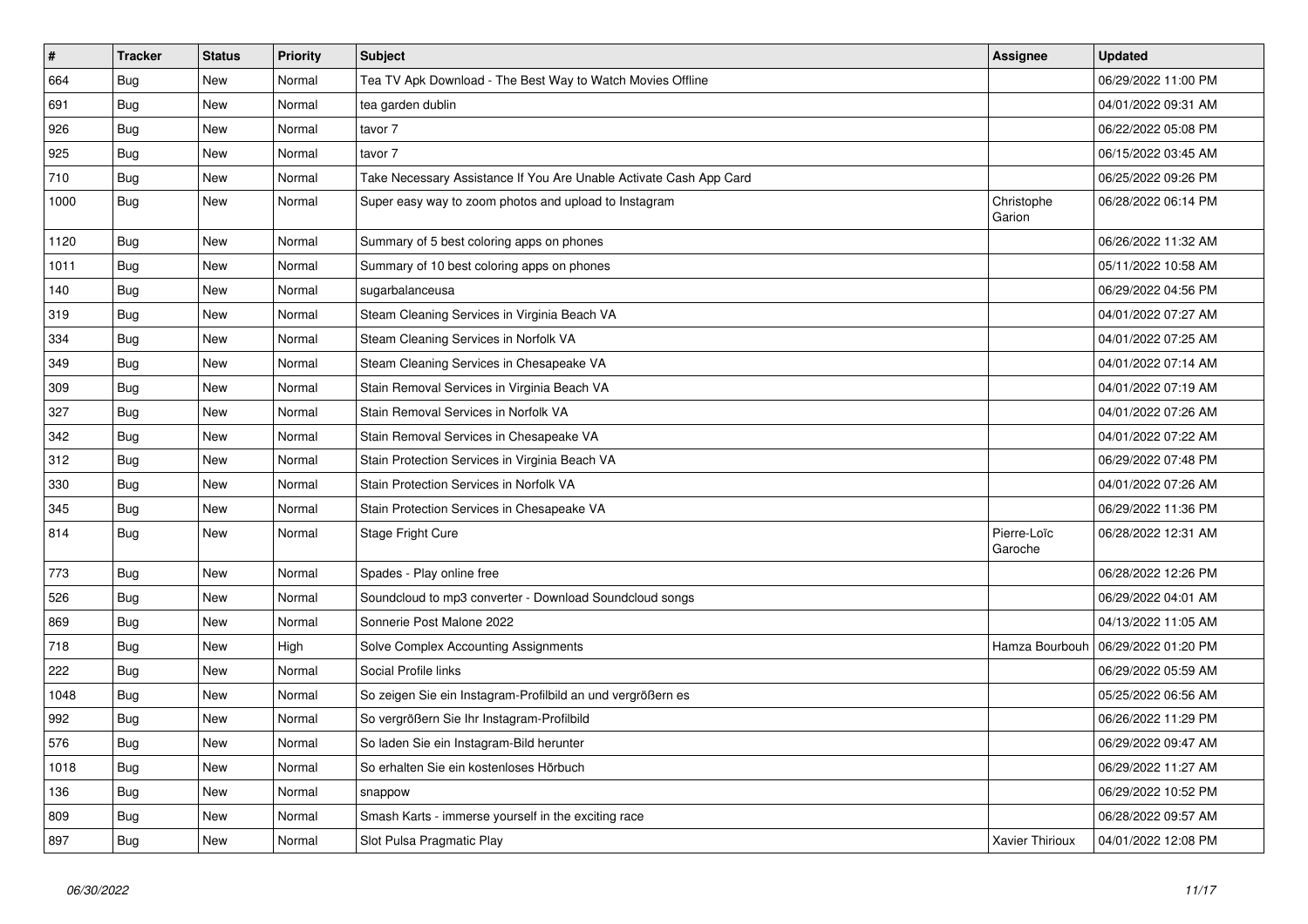| # | Tracker | Status | Priority | Subject | Assignee | Updated |
|---|---|---|---|---|---|---|
| 664 | Bug | New | Normal | Tea TV Apk Download - The Best Way to Watch Movies Offline | | 06/29/2022 11:00 PM |
| 691 | Bug | New | Normal | tea garden dublin | | 04/01/2022 09:31 AM |
| 926 | Bug | New | Normal | tavor 7 | | 06/22/2022 05:08 PM |
| 925 | Bug | New | Normal | tavor 7 | | 06/15/2022 03:45 AM |
| 710 | Bug | New | Normal | Take Necessary Assistance If You Are Unable Activate Cash App Card | | 06/25/2022 09:26 PM |
| 1000 | Bug | New | Normal | Super easy way to zoom photos and upload to Instagram | Christophe Garion | 06/28/2022 06:14 PM |
| 1120 | Bug | New | Normal | Summary of 5 best coloring apps on phones | | 06/26/2022 11:32 AM |
| 1011 | Bug | New | Normal | Summary of 10 best coloring apps on phones | | 05/11/2022 10:58 AM |
| 140 | Bug | New | Normal | sugarbalanceusa | | 06/29/2022 04:56 PM |
| 319 | Bug | New | Normal | Steam Cleaning Services in Virginia Beach VA | | 04/01/2022 07:27 AM |
| 334 | Bug | New | Normal | Steam Cleaning Services in Norfolk VA | | 04/01/2022 07:25 AM |
| 349 | Bug | New | Normal | Steam Cleaning Services in Chesapeake VA | | 04/01/2022 07:14 AM |
| 309 | Bug | New | Normal | Stain Removal Services in Virginia Beach VA | | 04/01/2022 07:19 AM |
| 327 | Bug | New | Normal | Stain Removal Services in Norfolk VA | | 04/01/2022 07:26 AM |
| 342 | Bug | New | Normal | Stain Removal Services in Chesapeake VA | | 04/01/2022 07:22 AM |
| 312 | Bug | New | Normal | Stain Protection Services in Virginia Beach VA | | 06/29/2022 07:48 PM |
| 330 | Bug | New | Normal | Stain Protection Services in Norfolk VA | | 04/01/2022 07:26 AM |
| 345 | Bug | New | Normal | Stain Protection Services in Chesapeake VA | | 06/29/2022 11:36 PM |
| 814 | Bug | New | Normal | Stage Fright Cure | Pierre-Loïc Garoche | 06/28/2022 12:31 AM |
| 773 | Bug | New | Normal | Spades - Play online free | | 06/28/2022 12:26 PM |
| 526 | Bug | New | Normal | Soundcloud to mp3 converter - Download Soundcloud songs | | 06/29/2022 04:01 AM |
| 869 | Bug | New | Normal | Sonnerie Post Malone 2022 | | 04/13/2022 11:05 AM |
| 718 | Bug | New | High | Solve Complex Accounting Assignments | Hamza Bourbouh | 06/29/2022 01:20 PM |
| 222 | Bug | New | Normal | Social Profile links | | 06/29/2022 05:59 AM |
| 1048 | Bug | New | Normal | So zeigen Sie ein Instagram-Profilbild an und vergrößern es | | 05/25/2022 06:56 AM |
| 992 | Bug | New | Normal | So vergrößern Sie Ihr Instagram-Profilbild | | 06/26/2022 11:29 PM |
| 576 | Bug | New | Normal | So laden Sie ein Instagram-Bild herunter | | 06/29/2022 09:47 AM |
| 1018 | Bug | New | Normal | So erhalten Sie ein kostenloses Hörbuch | | 06/29/2022 11:27 AM |
| 136 | Bug | New | Normal | snappow | | 06/29/2022 10:52 PM |
| 809 | Bug | New | Normal | Smash Karts - immerse yourself in the exciting race | | 06/28/2022 09:57 AM |
| 897 | Bug | New | Normal | Slot Pulsa Pragmatic Play | Xavier Thirioux | 04/01/2022 12:08 PM |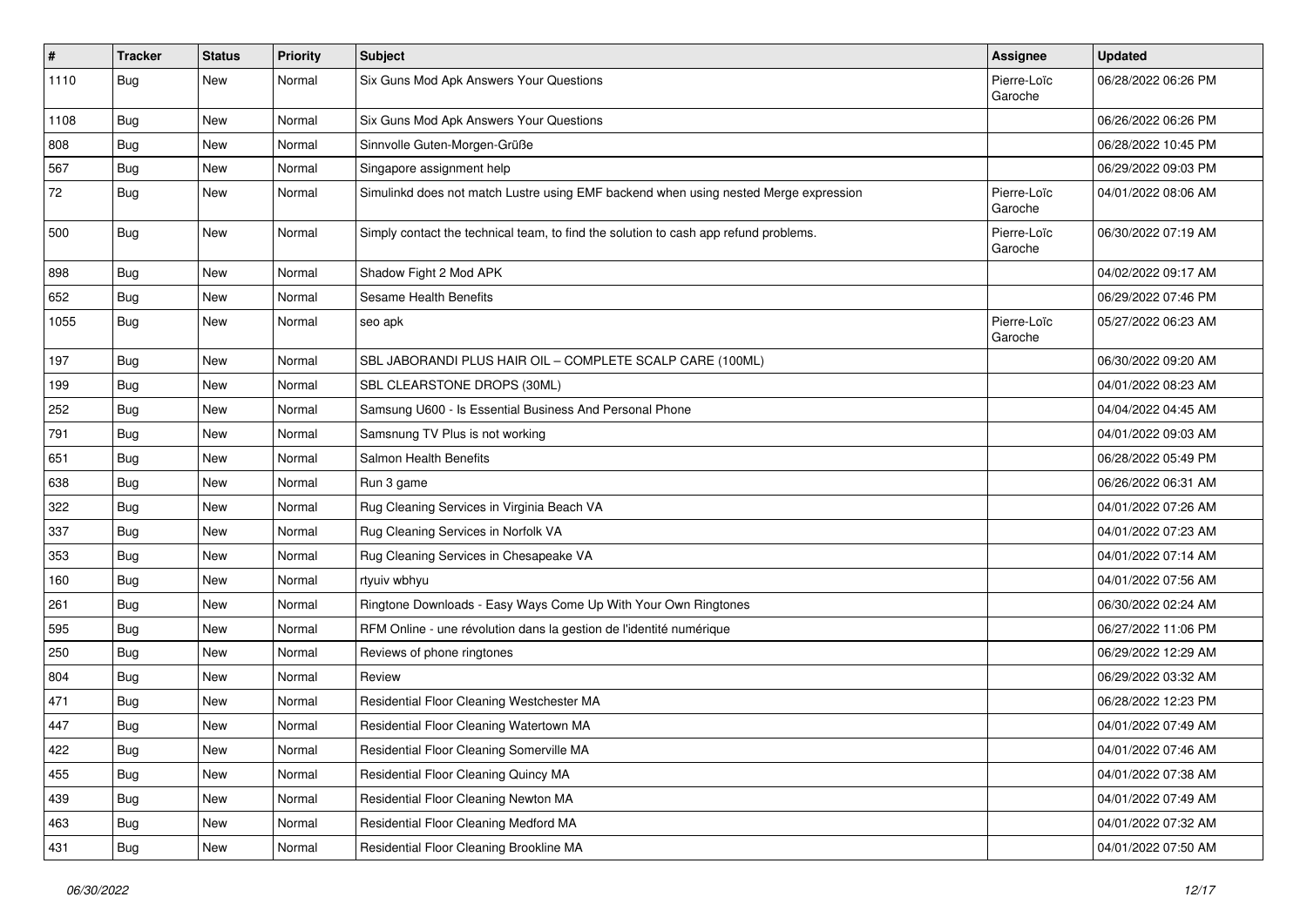| # | Tracker | Status | Priority | Subject | Assignee | Updated |
|---|---|---|---|---|---|---|
| 1110 | Bug | New | Normal | Six Guns Mod Apk Answers Your Questions | Pierre-Loïc Garoche | 06/28/2022 06:26 PM |
| 1108 | Bug | New | Normal | Six Guns Mod Apk Answers Your Questions | | 06/26/2022 06:26 PM |
| 808 | Bug | New | Normal | Sinnvolle Guten-Morgen-Grüße | | 06/28/2022 10:45 PM |
| 567 | Bug | New | Normal | Singapore assignment help | | 06/29/2022 09:03 PM |
| 72 | Bug | New | Normal | Simulinkd does not match Lustre using EMF backend when using nested Merge expression | Pierre-Loïc Garoche | 04/01/2022 08:06 AM |
| 500 | Bug | New | Normal | Simply contact the technical team, to find the solution to cash app refund problems. | Pierre-Loïc Garoche | 06/30/2022 07:19 AM |
| 898 | Bug | New | Normal | Shadow Fight 2 Mod APK | | 04/02/2022 09:17 AM |
| 652 | Bug | New | Normal | Sesame Health Benefits | | 06/29/2022 07:46 PM |
| 1055 | Bug | New | Normal | seo apk | Pierre-Loïc Garoche | 05/27/2022 06:23 AM |
| 197 | Bug | New | Normal | SBL JABORANDI PLUS HAIR OIL – COMPLETE SCALP CARE (100ML) | | 06/30/2022 09:20 AM |
| 199 | Bug | New | Normal | SBL CLEARSTONE DROPS (30ML) | | 04/01/2022 08:23 AM |
| 252 | Bug | New | Normal | Samsung U600 - Is Essential Business And Personal Phone | | 04/04/2022 04:45 AM |
| 791 | Bug | New | Normal | Samsnung TV Plus is not working | | 04/01/2022 09:03 AM |
| 651 | Bug | New | Normal | Salmon Health Benefits | | 06/28/2022 05:49 PM |
| 638 | Bug | New | Normal | Run 3 game | | 06/26/2022 06:31 AM |
| 322 | Bug | New | Normal | Rug Cleaning Services in Virginia Beach VA | | 04/01/2022 07:26 AM |
| 337 | Bug | New | Normal | Rug Cleaning Services in Norfolk VA | | 04/01/2022 07:23 AM |
| 353 | Bug | New | Normal | Rug Cleaning Services in Chesapeake VA | | 04/01/2022 07:14 AM |
| 160 | Bug | New | Normal | rtyuiv wbhyu | | 04/01/2022 07:56 AM |
| 261 | Bug | New | Normal | Ringtone Downloads - Easy Ways Come Up With Your Own Ringtones | | 06/30/2022 02:24 AM |
| 595 | Bug | New | Normal | RFM Online - une révolution dans la gestion de l'identité numérique | | 06/27/2022 11:06 PM |
| 250 | Bug | New | Normal | Reviews of phone ringtones | | 06/29/2022 12:29 AM |
| 804 | Bug | New | Normal | Review | | 06/29/2022 03:32 AM |
| 471 | Bug | New | Normal | Residential Floor Cleaning Westchester MA | | 06/28/2022 12:23 PM |
| 447 | Bug | New | Normal | Residential Floor Cleaning Watertown MA | | 04/01/2022 07:49 AM |
| 422 | Bug | New | Normal | Residential Floor Cleaning Somerville MA | | 04/01/2022 07:46 AM |
| 455 | Bug | New | Normal | Residential Floor Cleaning Quincy MA | | 04/01/2022 07:38 AM |
| 439 | Bug | New | Normal | Residential Floor Cleaning Newton MA | | 04/01/2022 07:49 AM |
| 463 | Bug | New | Normal | Residential Floor Cleaning Medford MA | | 04/01/2022 07:32 AM |
| 431 | Bug | New | Normal | Residential Floor Cleaning Brookline MA | | 04/01/2022 07:50 AM |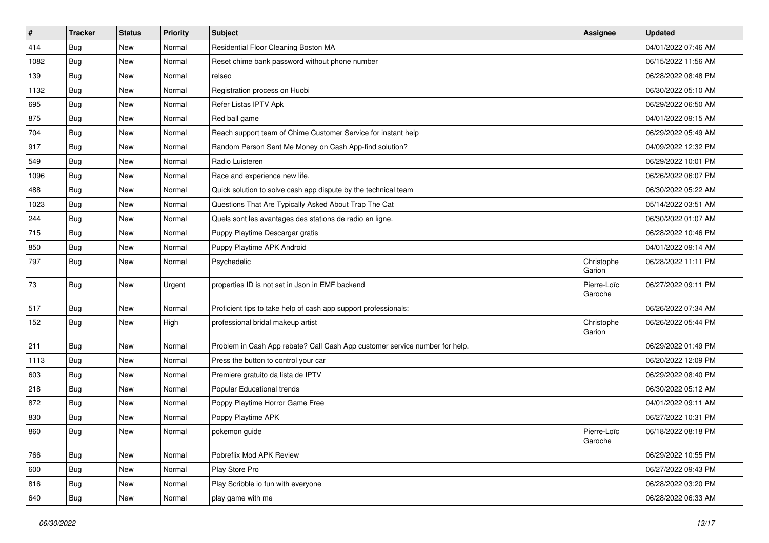| # | Tracker | Status | Priority | Subject | Assignee | Updated |
|---|---|---|---|---|---|---|
| 414 | Bug | New | Normal | Residential Floor Cleaning Boston MA | | 04/01/2022 07:46 AM |
| 1082 | Bug | New | Normal | Reset chime bank password without phone number | | 06/15/2022 11:56 AM |
| 139 | Bug | New | Normal | relseo | | 06/28/2022 08:48 PM |
| 1132 | Bug | New | Normal | Registration process on Huobi | | 06/30/2022 05:10 AM |
| 695 | Bug | New | Normal | Refer Listas IPTV Apk | | 06/29/2022 06:50 AM |
| 875 | Bug | New | Normal | Red ball game | | 04/01/2022 09:15 AM |
| 704 | Bug | New | Normal | Reach support team of Chime Customer Service for instant help | | 06/29/2022 05:49 AM |
| 917 | Bug | New | Normal | Random Person Sent Me Money on Cash App-find solution? | | 04/09/2022 12:32 PM |
| 549 | Bug | New | Normal | Radio Luisteren | | 06/29/2022 10:01 PM |
| 1096 | Bug | New | Normal | Race and experience new life. | | 06/26/2022 06:07 PM |
| 488 | Bug | New | Normal | Quick solution to solve cash app dispute by the technical team | | 06/30/2022 05:22 AM |
| 1023 | Bug | New | Normal | Questions That Are Typically Asked About Trap The Cat | | 05/14/2022 03:51 AM |
| 244 | Bug | New | Normal | Quels sont les avantages des stations de radio en ligne. | | 06/30/2022 01:07 AM |
| 715 | Bug | New | Normal | Puppy Playtime Descargar gratis | | 06/28/2022 10:46 PM |
| 850 | Bug | New | Normal | Puppy Playtime APK Android | | 04/01/2022 09:14 AM |
| 797 | Bug | New | Normal | Psychedelic | Christophe Garion | 06/28/2022 11:11 PM |
| 73 | Bug | New | Urgent | properties ID is not set in Json in EMF backend | Pierre-Loïc Garoche | 06/27/2022 09:11 PM |
| 517 | Bug | New | Normal | Proficient tips to take help of cash app support professionals: | | 06/26/2022 07:34 AM |
| 152 | Bug | New | High | professional bridal makeup artist | Christophe Garion | 06/26/2022 05:44 PM |
| 211 | Bug | New | Normal | Problem in Cash App rebate? Call Cash App customer service number for help. | | 06/29/2022 01:49 PM |
| 1113 | Bug | New | Normal | Press the button to control your car | | 06/20/2022 12:09 PM |
| 603 | Bug | New | Normal | Premiere gratuito da lista de IPTV | | 06/29/2022 08:40 PM |
| 218 | Bug | New | Normal | Popular Educational trends | | 06/30/2022 05:12 AM |
| 872 | Bug | New | Normal | Poppy Playtime Horror Game Free | | 04/01/2022 09:11 AM |
| 830 | Bug | New | Normal | Poppy Playtime APK | | 06/27/2022 10:31 PM |
| 860 | Bug | New | Normal | pokemon guide | Pierre-Loïc Garoche | 06/18/2022 08:18 PM |
| 766 | Bug | New | Normal | Pobreflix Mod APK Review | | 06/29/2022 10:55 PM |
| 600 | Bug | New | Normal | Play Store Pro | | 06/27/2022 09:43 PM |
| 816 | Bug | New | Normal | Play Scribble io fun with everyone | | 06/28/2022 03:20 PM |
| 640 | Bug | New | Normal | play game with me | | 06/28/2022 06:33 AM |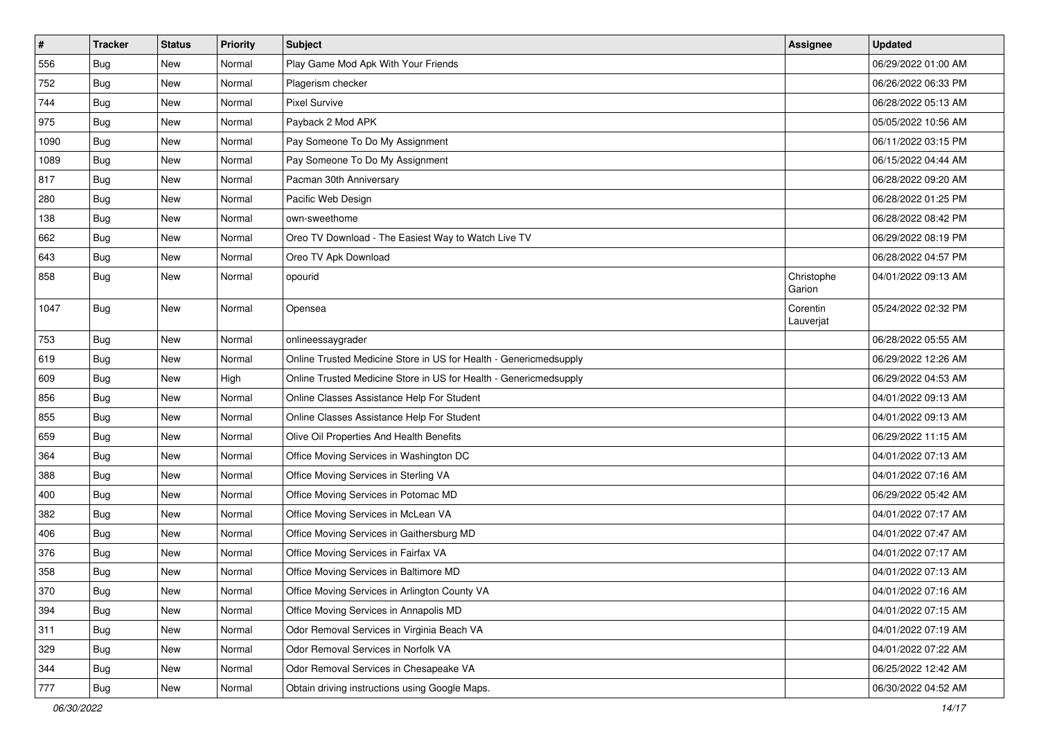| # | Tracker | Status | Priority | Subject | Assignee | Updated |
|---|---|---|---|---|---|---|
| 556 | Bug | New | Normal | Play Game Mod Apk With Your Friends | | 06/29/2022 01:00 AM |
| 752 | Bug | New | Normal | Plagerism checker | | 06/26/2022 06:33 PM |
| 744 | Bug | New | Normal | Pixel Survive | | 06/28/2022 05:13 AM |
| 975 | Bug | New | Normal | Payback 2 Mod APK | | 05/05/2022 10:56 AM |
| 1090 | Bug | New | Normal | Pay Someone To Do My Assignment | | 06/11/2022 03:15 PM |
| 1089 | Bug | New | Normal | Pay Someone To Do My Assignment | | 06/15/2022 04:44 AM |
| 817 | Bug | New | Normal | Pacman 30th Anniversary | | 06/28/2022 09:20 AM |
| 280 | Bug | New | Normal | Pacific Web Design | | 06/28/2022 01:25 PM |
| 138 | Bug | New | Normal | own-sweethome | | 06/28/2022 08:42 PM |
| 662 | Bug | New | Normal | Oreo TV Download - The Easiest Way to Watch Live TV | | 06/29/2022 08:19 PM |
| 643 | Bug | New | Normal | Oreo TV Apk Download | | 06/28/2022 04:57 PM |
| 858 | Bug | New | Normal | opourid | Christophe Garion | 04/01/2022 09:13 AM |
| 1047 | Bug | New | Normal | Opensea | Corentin Lauverjat | 05/24/2022 02:32 PM |
| 753 | Bug | New | Normal | onlineessaygrader | | 06/28/2022 05:55 AM |
| 619 | Bug | New | Normal | Online Trusted Medicine Store in US for Health - Genericmedsupply | | 06/29/2022 12:26 AM |
| 609 | Bug | New | High | Online Trusted Medicine Store in US for Health - Genericmedsupply | | 06/29/2022 04:53 AM |
| 856 | Bug | New | Normal | Online Classes Assistance Help For Student | | 04/01/2022 09:13 AM |
| 855 | Bug | New | Normal | Online Classes Assistance Help For Student | | 04/01/2022 09:13 AM |
| 659 | Bug | New | Normal | Olive Oil Properties And Health Benefits | | 06/29/2022 11:15 AM |
| 364 | Bug | New | Normal | Office Moving Services in Washington DC | | 04/01/2022 07:13 AM |
| 388 | Bug | New | Normal | Office Moving Services in Sterling VA | | 04/01/2022 07:16 AM |
| 400 | Bug | New | Normal | Office Moving Services in Potomac MD | | 06/29/2022 05:42 AM |
| 382 | Bug | New | Normal | Office Moving Services in McLean VA | | 04/01/2022 07:17 AM |
| 406 | Bug | New | Normal | Office Moving Services in Gaithersburg MD | | 04/01/2022 07:47 AM |
| 376 | Bug | New | Normal | Office Moving Services in Fairfax VA | | 04/01/2022 07:17 AM |
| 358 | Bug | New | Normal | Office Moving Services in Baltimore MD | | 04/01/2022 07:13 AM |
| 370 | Bug | New | Normal | Office Moving Services in Arlington County VA | | 04/01/2022 07:16 AM |
| 394 | Bug | New | Normal | Office Moving Services in Annapolis MD | | 04/01/2022 07:15 AM |
| 311 | Bug | New | Normal | Odor Removal Services in Virginia Beach VA | | 04/01/2022 07:19 AM |
| 329 | Bug | New | Normal | Odor Removal Services in Norfolk VA | | 04/01/2022 07:22 AM |
| 344 | Bug | New | Normal | Odor Removal Services in Chesapeake VA | | 06/25/2022 12:42 AM |
| 777 | Bug | New | Normal | Obtain driving instructions using Google Maps. | | 06/30/2022 04:52 AM |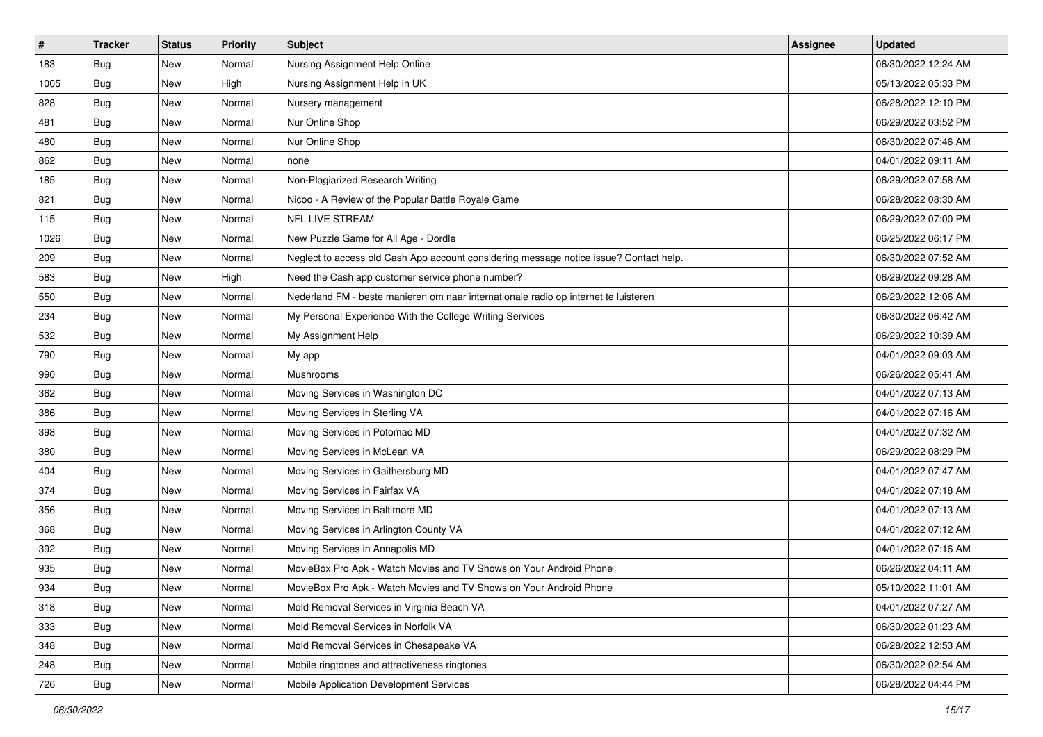| # | Tracker | Status | Priority | Subject | Assignee | Updated |
|---|---|---|---|---|---|---|
| 183 | Bug | New | Normal | Nursing Assignment Help Online | | 06/30/2022 12:24 AM |
| 1005 | Bug | New | High | Nursing Assignment Help in UK | | 05/13/2022 05:33 PM |
| 828 | Bug | New | Normal | Nursery management | | 06/28/2022 12:10 PM |
| 481 | Bug | New | Normal | Nur Online Shop | | 06/29/2022 03:52 PM |
| 480 | Bug | New | Normal | Nur Online Shop | | 06/30/2022 07:46 AM |
| 862 | Bug | New | Normal | none | | 04/01/2022 09:11 AM |
| 185 | Bug | New | Normal | Non-Plagiarized Research Writing | | 06/29/2022 07:58 AM |
| 821 | Bug | New | Normal | Nicoo - A Review of the Popular Battle Royale Game | | 06/28/2022 08:30 AM |
| 115 | Bug | New | Normal | NFL LIVE STREAM | | 06/29/2022 07:00 PM |
| 1026 | Bug | New | Normal | New Puzzle Game for All Age - Dordle | | 06/25/2022 06:17 PM |
| 209 | Bug | New | Normal | Neglect to access old Cash App account considering message notice issue? Contact help. | | 06/30/2022 07:52 AM |
| 583 | Bug | New | High | Need the Cash app customer service phone number? | | 06/29/2022 09:28 AM |
| 550 | Bug | New | Normal | Nederland FM - beste manieren om naar internationale radio op internet te luisteren | | 06/29/2022 12:06 AM |
| 234 | Bug | New | Normal | My Personal Experience With the College Writing Services | | 06/30/2022 06:42 AM |
| 532 | Bug | New | Normal | My Assignment Help | | 06/29/2022 10:39 AM |
| 790 | Bug | New | Normal | My app | | 04/01/2022 09:03 AM |
| 990 | Bug | New | Normal | Mushrooms | | 06/26/2022 05:41 AM |
| 362 | Bug | New | Normal | Moving Services in Washington DC | | 04/01/2022 07:13 AM |
| 386 | Bug | New | Normal | Moving Services in Sterling VA | | 04/01/2022 07:16 AM |
| 398 | Bug | New | Normal | Moving Services in Potomac MD | | 04/01/2022 07:32 AM |
| 380 | Bug | New | Normal | Moving Services in McLean VA | | 06/29/2022 08:29 PM |
| 404 | Bug | New | Normal | Moving Services in Gaithersburg MD | | 04/01/2022 07:47 AM |
| 374 | Bug | New | Normal | Moving Services in Fairfax VA | | 04/01/2022 07:18 AM |
| 356 | Bug | New | Normal | Moving Services in Baltimore MD | | 04/01/2022 07:13 AM |
| 368 | Bug | New | Normal | Moving Services in Arlington County VA | | 04/01/2022 07:12 AM |
| 392 | Bug | New | Normal | Moving Services in Annapolis MD | | 04/01/2022 07:16 AM |
| 935 | Bug | New | Normal | MovieBox Pro Apk - Watch Movies and TV Shows on Your Android Phone | | 06/26/2022 04:11 AM |
| 934 | Bug | New | Normal | MovieBox Pro Apk - Watch Movies and TV Shows on Your Android Phone | | 05/10/2022 11:01 AM |
| 318 | Bug | New | Normal | Mold Removal Services in Virginia Beach VA | | 04/01/2022 07:27 AM |
| 333 | Bug | New | Normal | Mold Removal Services in Norfolk VA | | 06/30/2022 01:23 AM |
| 348 | Bug | New | Normal | Mold Removal Services in Chesapeake VA | | 06/28/2022 12:53 AM |
| 248 | Bug | New | Normal | Mobile ringtones and attractiveness ringtones | | 06/30/2022 02:54 AM |
| 726 | Bug | New | Normal | Mobile Application Development Services | | 06/28/2022 04:44 PM |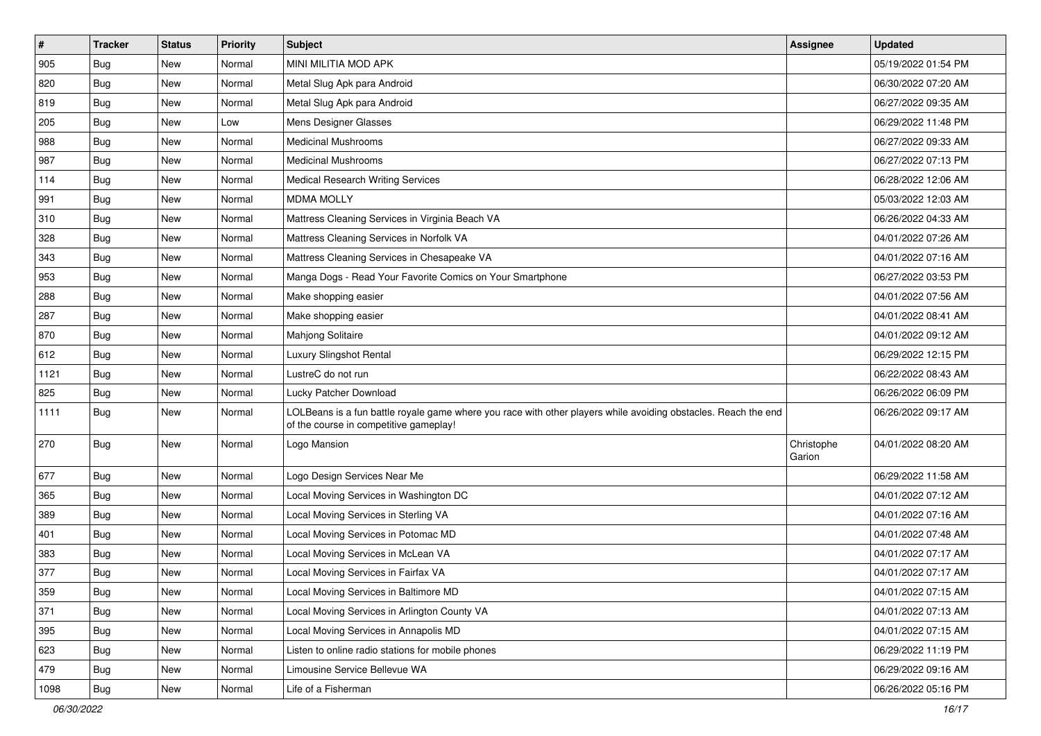| # | Tracker | Status | Priority | Subject | Assignee | Updated |
|---|---|---|---|---|---|---|
| 905 | Bug | New | Normal | MINI MILITIA MOD APK | | 05/19/2022 01:54 PM |
| 820 | Bug | New | Normal | Metal Slug Apk para Android | | 06/30/2022 07:20 AM |
| 819 | Bug | New | Normal | Metal Slug Apk para Android | | 06/27/2022 09:35 AM |
| 205 | Bug | New | Low | Mens Designer Glasses | | 06/29/2022 11:48 PM |
| 988 | Bug | New | Normal | Medicinal Mushrooms | | 06/27/2022 09:33 AM |
| 987 | Bug | New | Normal | Medicinal Mushrooms | | 06/27/2022 07:13 PM |
| 114 | Bug | New | Normal | Medical Research Writing Services | | 06/28/2022 12:06 AM |
| 991 | Bug | New | Normal | MDMA MOLLY | | 05/03/2022 12:03 AM |
| 310 | Bug | New | Normal | Mattress Cleaning Services in Virginia Beach VA | | 06/26/2022 04:33 AM |
| 328 | Bug | New | Normal | Mattress Cleaning Services in Norfolk VA | | 04/01/2022 07:26 AM |
| 343 | Bug | New | Normal | Mattress Cleaning Services in Chesapeake VA | | 04/01/2022 07:16 AM |
| 953 | Bug | New | Normal | Manga Dogs - Read Your Favorite Comics on Your Smartphone | | 06/27/2022 03:53 PM |
| 288 | Bug | New | Normal | Make shopping easier | | 04/01/2022 07:56 AM |
| 287 | Bug | New | Normal | Make shopping easier | | 04/01/2022 08:41 AM |
| 870 | Bug | New | Normal | Mahjong Solitaire | | 04/01/2022 09:12 AM |
| 612 | Bug | New | Normal | Luxury Slingshot Rental | | 06/29/2022 12:15 PM |
| 1121 | Bug | New | Normal | LustreC do not run | | 06/22/2022 08:43 AM |
| 825 | Bug | New | Normal | Lucky Patcher Download | | 06/26/2022 06:09 PM |
| 1111 | Bug | New | Normal | LOLBeans is a fun battle royale game where you race with other players while avoiding obstacles. Reach the end of the course in competitive gameplay! | | 06/26/2022 09:17 AM |
| 270 | Bug | New | Normal | Logo Mansion | Christophe Garion | 04/01/2022 08:20 AM |
| 677 | Bug | New | Normal | Logo Design Services Near Me | | 06/29/2022 11:58 AM |
| 365 | Bug | New | Normal | Local Moving Services in Washington DC | | 04/01/2022 07:12 AM |
| 389 | Bug | New | Normal | Local Moving Services in Sterling VA | | 04/01/2022 07:16 AM |
| 401 | Bug | New | Normal | Local Moving Services in Potomac MD | | 04/01/2022 07:48 AM |
| 383 | Bug | New | Normal | Local Moving Services in McLean VA | | 04/01/2022 07:17 AM |
| 377 | Bug | New | Normal | Local Moving Services in Fairfax VA | | 04/01/2022 07:17 AM |
| 359 | Bug | New | Normal | Local Moving Services in Baltimore MD | | 04/01/2022 07:15 AM |
| 371 | Bug | New | Normal | Local Moving Services in Arlington County VA | | 04/01/2022 07:13 AM |
| 395 | Bug | New | Normal | Local Moving Services in Annapolis MD | | 04/01/2022 07:15 AM |
| 623 | Bug | New | Normal | Listen to online radio stations for mobile phones | | 06/29/2022 11:19 PM |
| 479 | Bug | New | Normal | Limousine Service Bellevue WA | | 06/29/2022 09:16 AM |
| 1098 | Bug | New | Normal | Life of a Fisherman | | 06/26/2022 05:16 PM |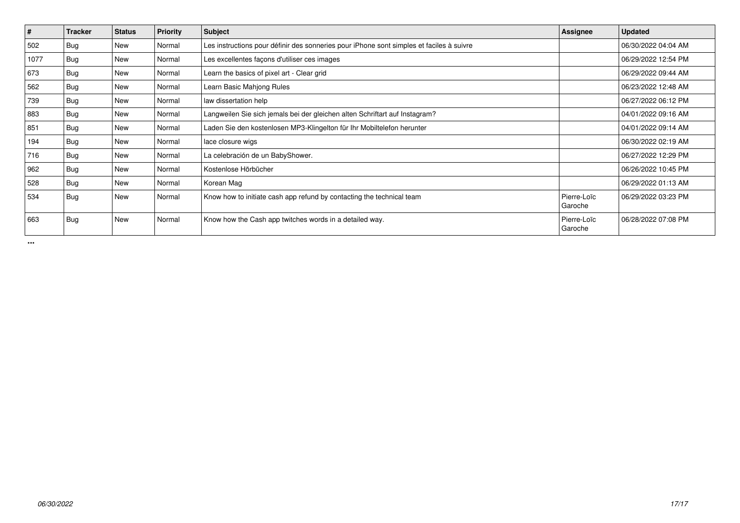| # | Tracker | Status | Priority | Subject | Assignee | Updated |
|---|---|---|---|---|---|---|
| 502 | Bug | New | Normal | Les instructions pour définir des sonneries pour iPhone sont simples et faciles à suivre | | 06/30/2022 04:04 AM |
| 1077 | Bug | New | Normal | Les excellentes façons d'utiliser ces images | | 06/29/2022 12:54 PM |
| 673 | Bug | New | Normal | Learn the basics of pixel art - Clear grid | | 06/29/2022 09:44 AM |
| 562 | Bug | New | Normal | Learn Basic Mahjong Rules | | 06/23/2022 12:48 AM |
| 739 | Bug | New | Normal | law dissertation help | | 06/27/2022 06:12 PM |
| 883 | Bug | New | Normal | Langweilen Sie sich jemals bei der gleichen alten Schriftart auf Instagram? | | 04/01/2022 09:16 AM |
| 851 | Bug | New | Normal | Laden Sie den kostenlosen MP3-Klingelton für Ihr Mobiltelefon herunter | | 04/01/2022 09:14 AM |
| 194 | Bug | New | Normal | lace closure wigs | | 06/30/2022 02:19 AM |
| 716 | Bug | New | Normal | La celebración de un BabyShower. | | 06/27/2022 12:29 PM |
| 962 | Bug | New | Normal | Kostenlose Hörbücher | | 06/26/2022 10:45 PM |
| 528 | Bug | New | Normal | Korean Mag | | 06/29/2022 01:13 AM |
| 534 | Bug | New | Normal | Know how to initiate cash app refund by contacting the technical team | Pierre-Loïc Garoche | 06/29/2022 03:23 PM |
| 663 | Bug | New | Normal | Know how the Cash app twitches words in a detailed way. | Pierre-Loïc Garoche | 06/28/2022 07:08 PM |

...